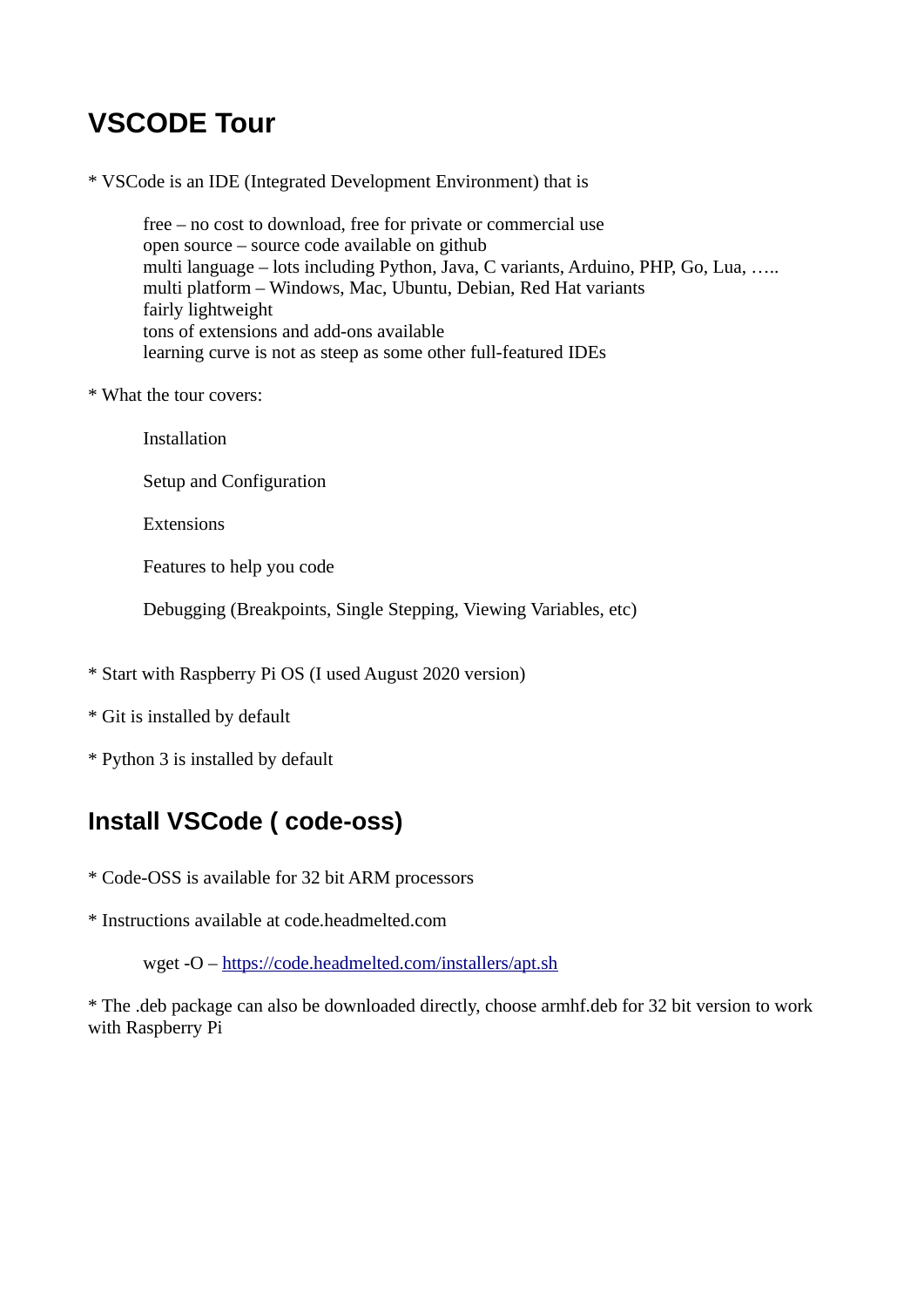# VSCODE Tour

* VSCode is an IDE (Integrated Development Environment) that is

    free – no cost to download, free for private or commercial use
    open source – source code available on github
    multi language – lots including Python, Java, C variants, Arduino, PHP, Go, Lua, …..
    multi platform – Windows, Mac, Ubuntu, Debian, Red Hat variants
    fairly lightweight
    tons of extensions and add-ons available
    learning curve is not as steep as some other full-featured IDEs

* What the tour covers:

    Installation

    Setup and Configuration

    Extensions

    Features to help you code

    Debugging (Breakpoints, Single Stepping, Viewing Variables, etc)

* Start with Raspberry Pi OS (I used August 2020 version)

* Git is installed by default

* Python 3 is installed by default

## Install VSCode ( code-oss)

* Code-OSS is available for 32 bit ARM processors

* Instructions available at code.headmelted.com

```
wget -O – https://code.headmelted.com/installers/apt.sh
```

* The .deb package can also be downloaded directly, choose armhf.deb for 32 bit version to work with Raspberry Pi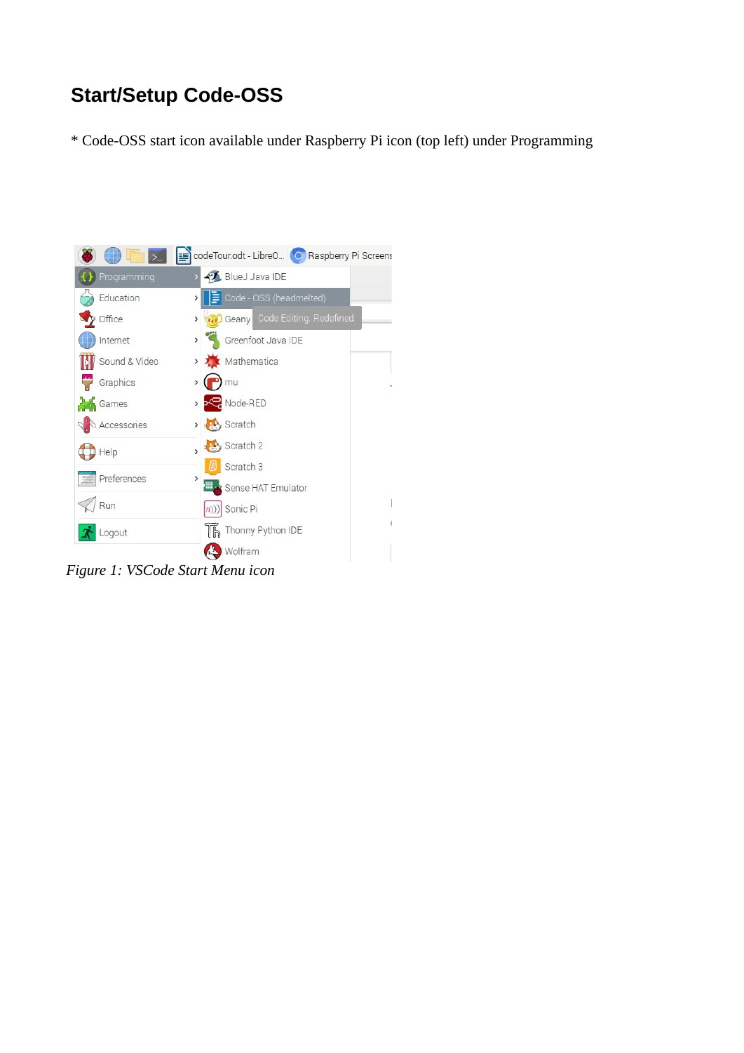## Start/Setup Code-OSS

* Code-OSS start icon available under Raspberry Pi icon (top left) under Programming

*Figure 1: VSCode Start Menu icon*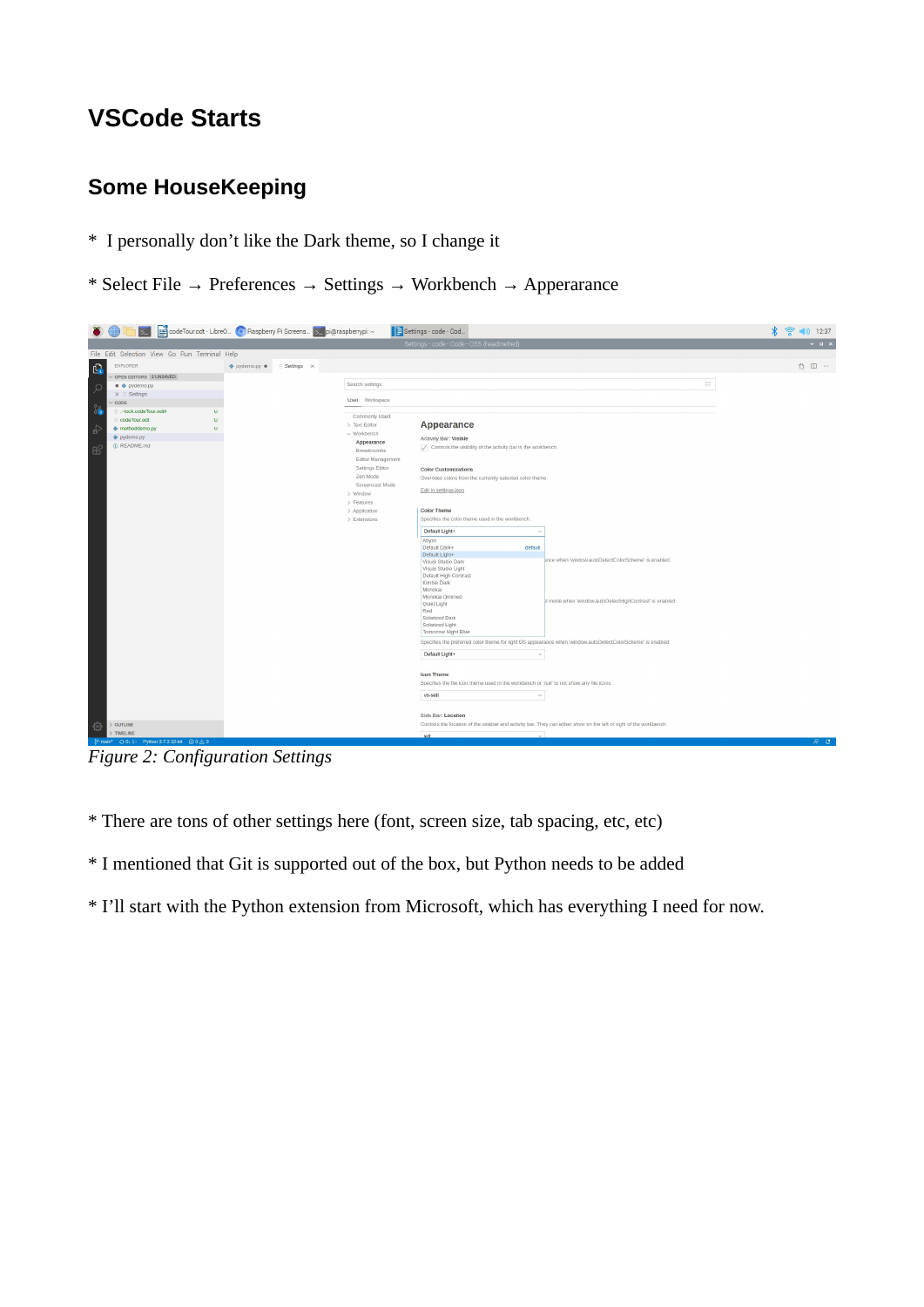# VSCode Starts

## Some HouseKeeping

* I personally don't like the Dark theme, so I change it

* Select File → Preferences → Settings → Workbench → Apperarance

*Figure 2: Configuration Settings*

* There are tons of other settings here (font, screen size, tab spacing, etc, etc)

* I mentioned that Git is supported out of the box, but Python needs to be added

* I'll start with the Python extension from Microsoft, which has everything I need for now.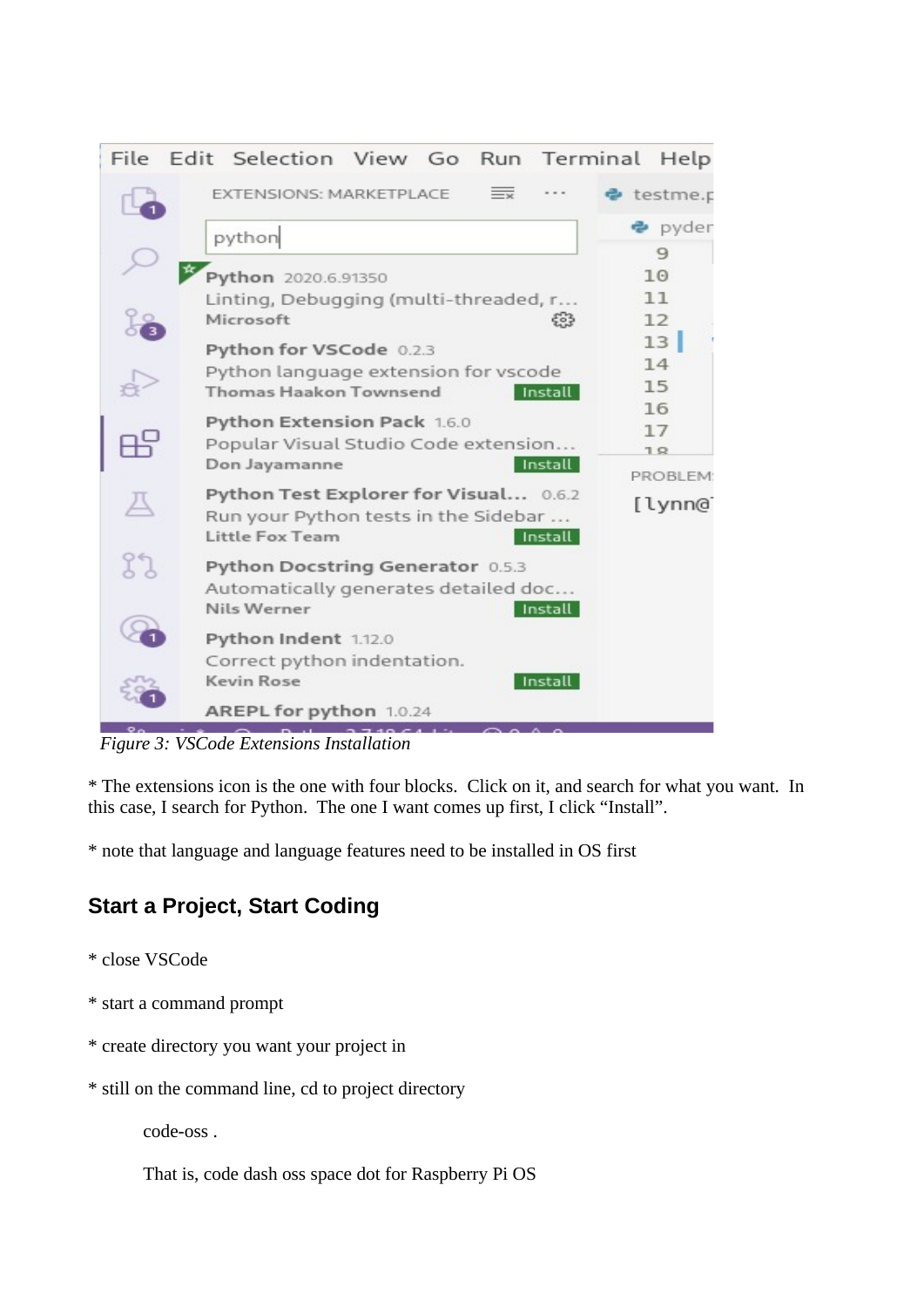*Figure 3: VSCode Extensions Installation*

* The extensions icon is the one with four blocks.  Click on it, and search for what you want.  In this case, I search for Python.  The one I want comes up first, I click “Install”.

* note that language and language features need to be installed in OS first

## Start a Project, Start Coding

* close VSCode

* start a command prompt

* create directory you want your project in

* still on the command line, cd to project directory

```
code-oss .
```

That is, code dash oss space dot for Raspberry Pi OS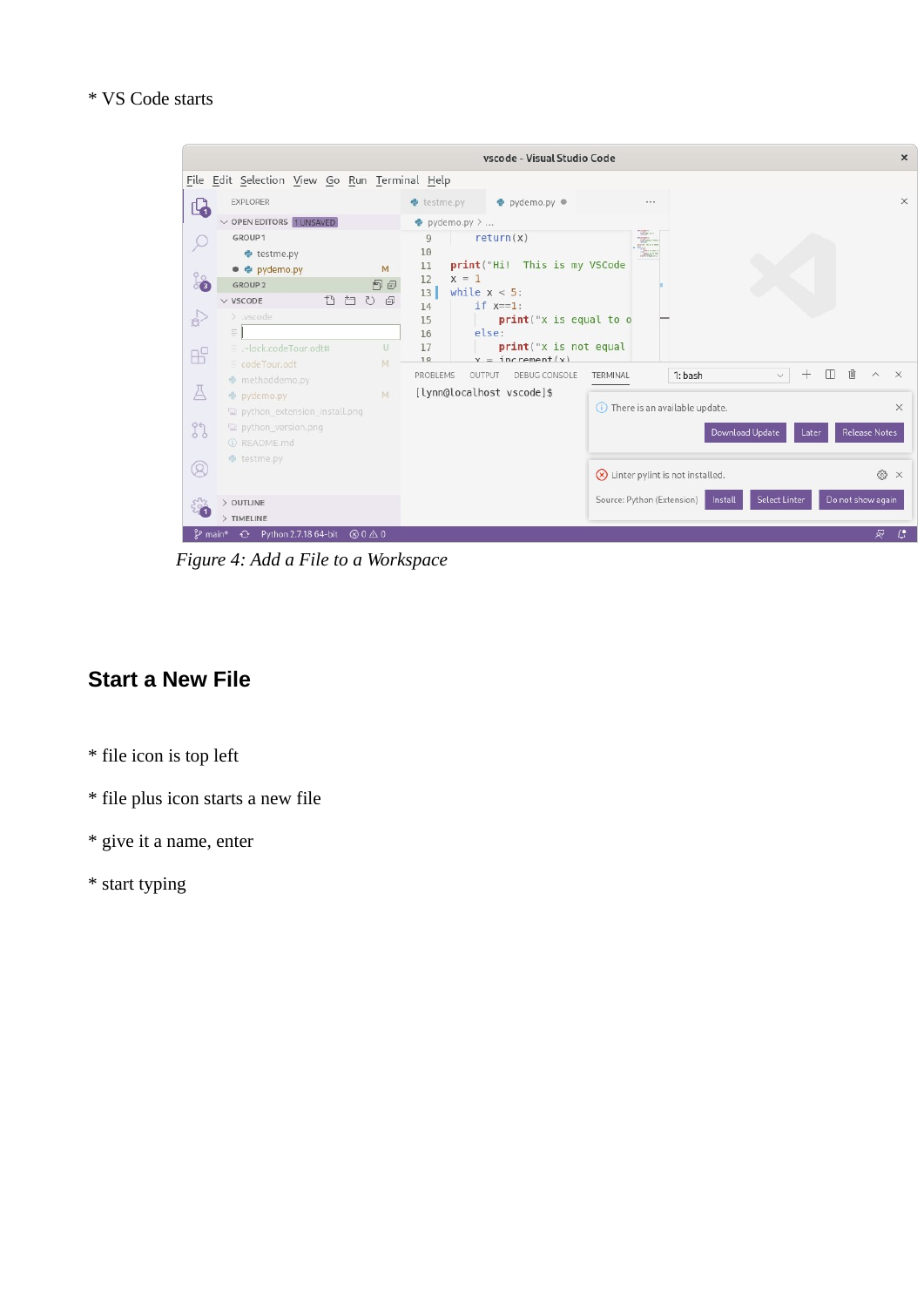* VS Code starts

*Figure 4: Add a File to a Workspace*

## Start a New File

* file icon is top left

* file plus icon starts a new file

* give it a name, enter

* start typing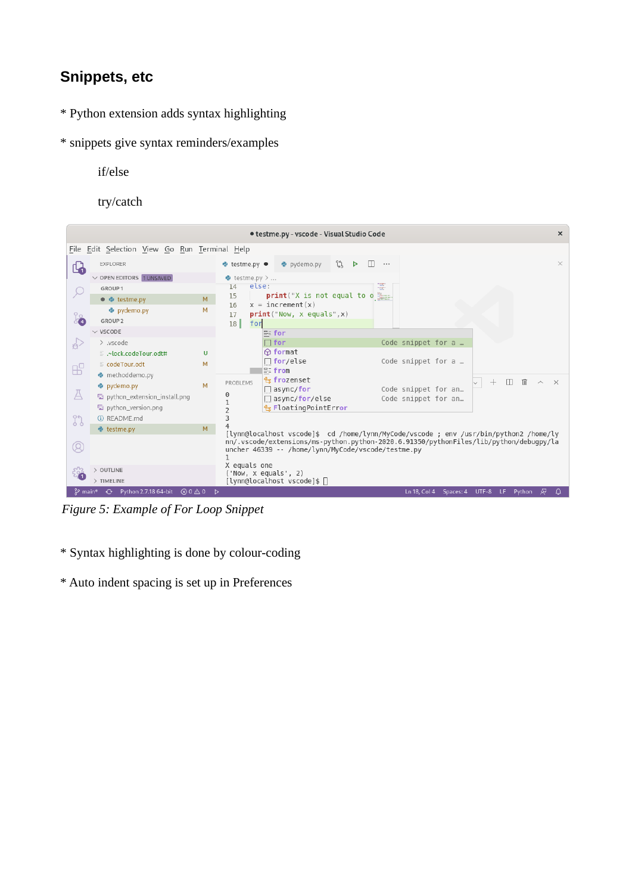## Snippets, etc

* Python extension adds syntax highlighting

* snippets give syntax reminders/examples

    if/else

    try/catch

*Figure 5: Example of For Loop Snippet*

* Syntax highlighting is done by colour-coding

* Auto indent spacing is set up in Preferences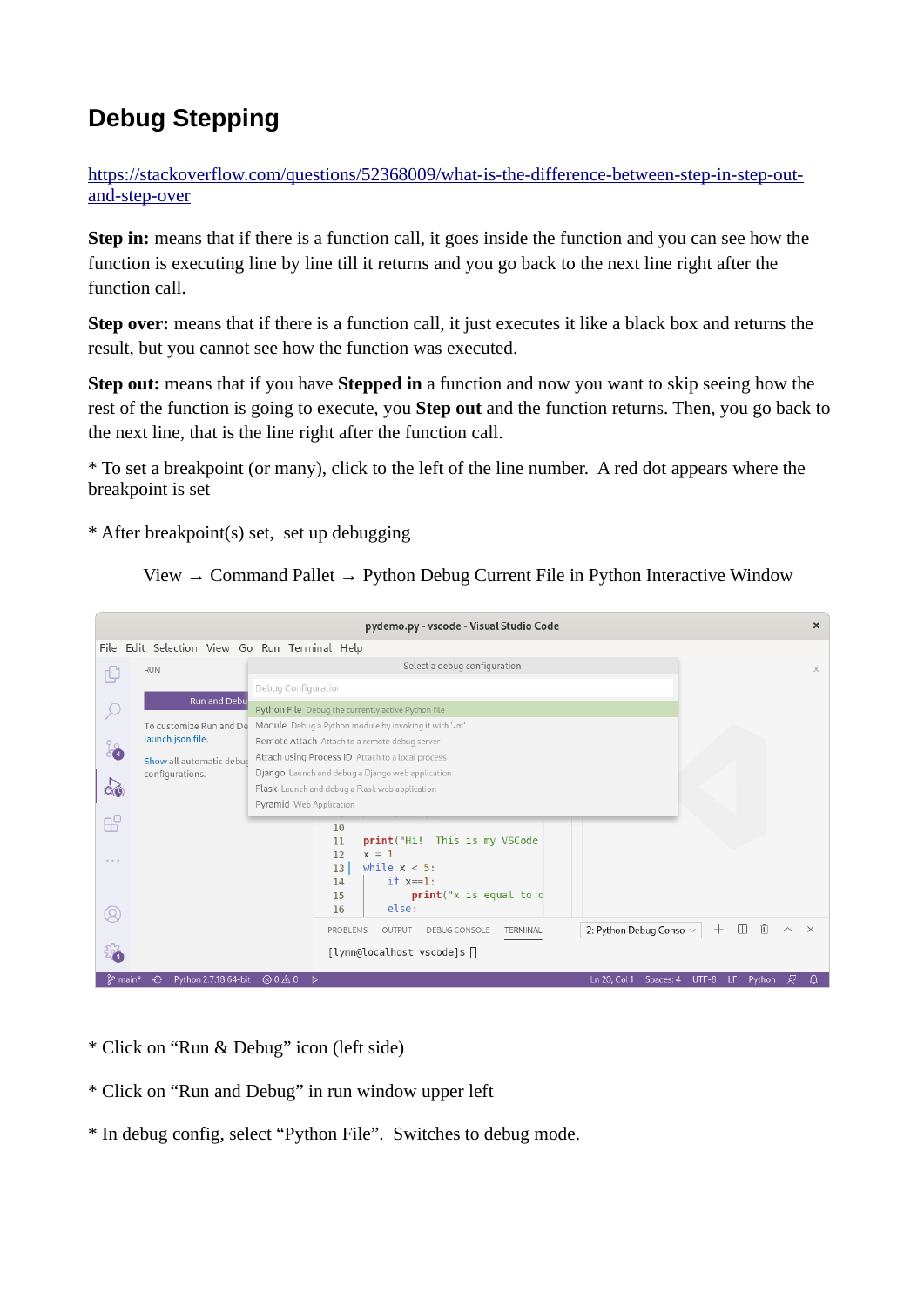## Debug Stepping

[https://stackoverflow.com/questions/52368009/what-is-the-difference-between-step-in-step-out-and-step-over](https://stackoverflow.com/questions/52368009/what-is-the-difference-between-step-in-step-out-and-step-over)

**Step in:** means that if there is a function call, it goes inside the function and you can see how the function is executing line by line till it returns and you go back to the next line right after the function call.

**Step over:** means that if there is a function call, it just executes it like a black box and returns the result, but you cannot see how the function was executed.

**Step out:** means that if you have **Stepped in** a function and now you want to skip seeing how the rest of the function is going to execute, you **Step out** and the function returns. Then, you go back to the next line, that is the line right after the function call.

* To set a breakpoint (or many), click to the left of the line number. A red dot appears where the breakpoint is set

* After breakpoint(s) set, set up debugging

View → Command Pallet → Python Debug Current File in Python Interactive Window

* Click on “Run & Debug” icon (left side)

* Click on “Run and Debug” in run window upper left

* In debug config, select “Python File”. Switches to debug mode.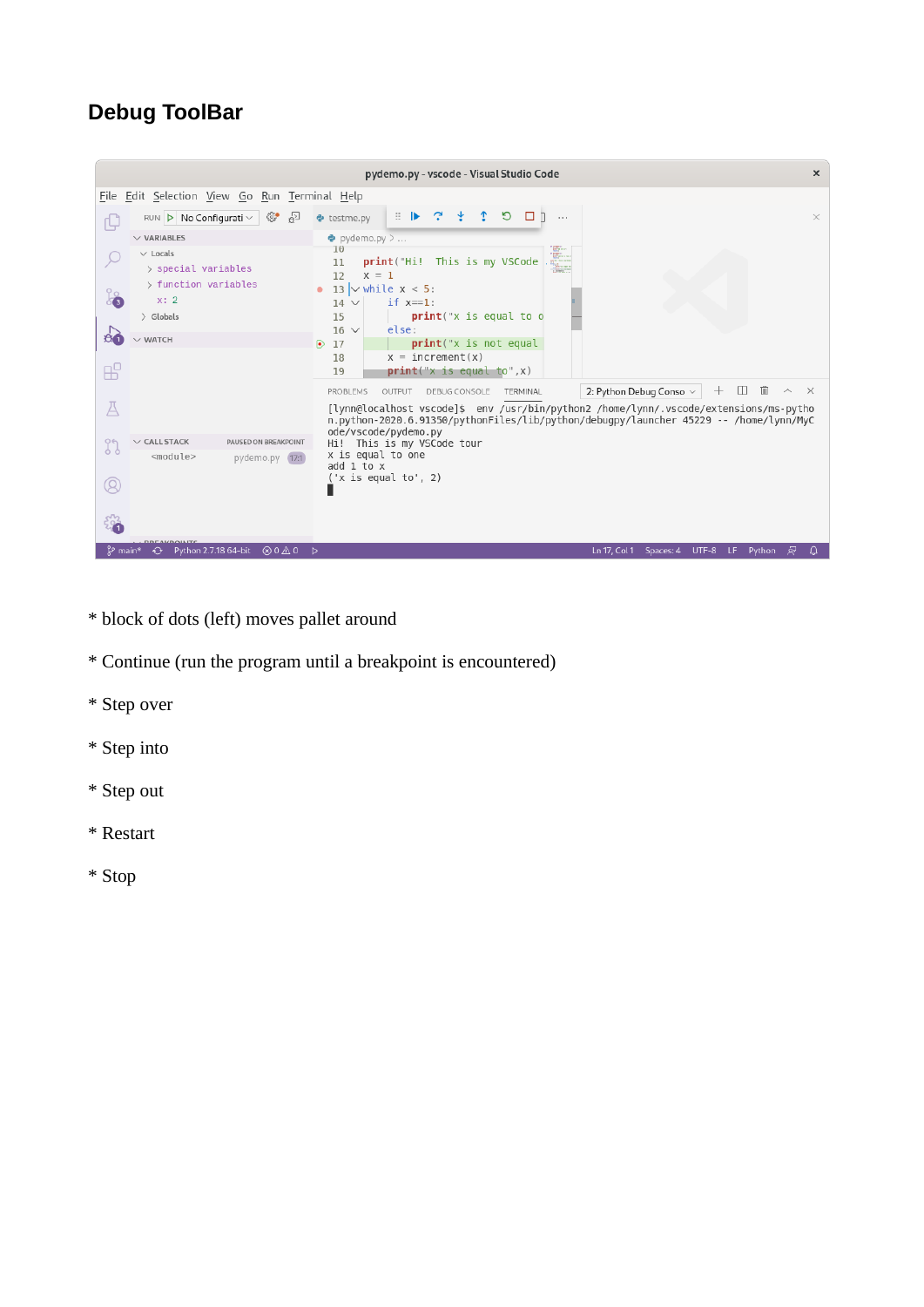# Debug ToolBar

* block of dots (left) moves pallet around

* Continue (run the program until a breakpoint is encountered)

* Step over

* Step into

* Step out

* Restart

* Stop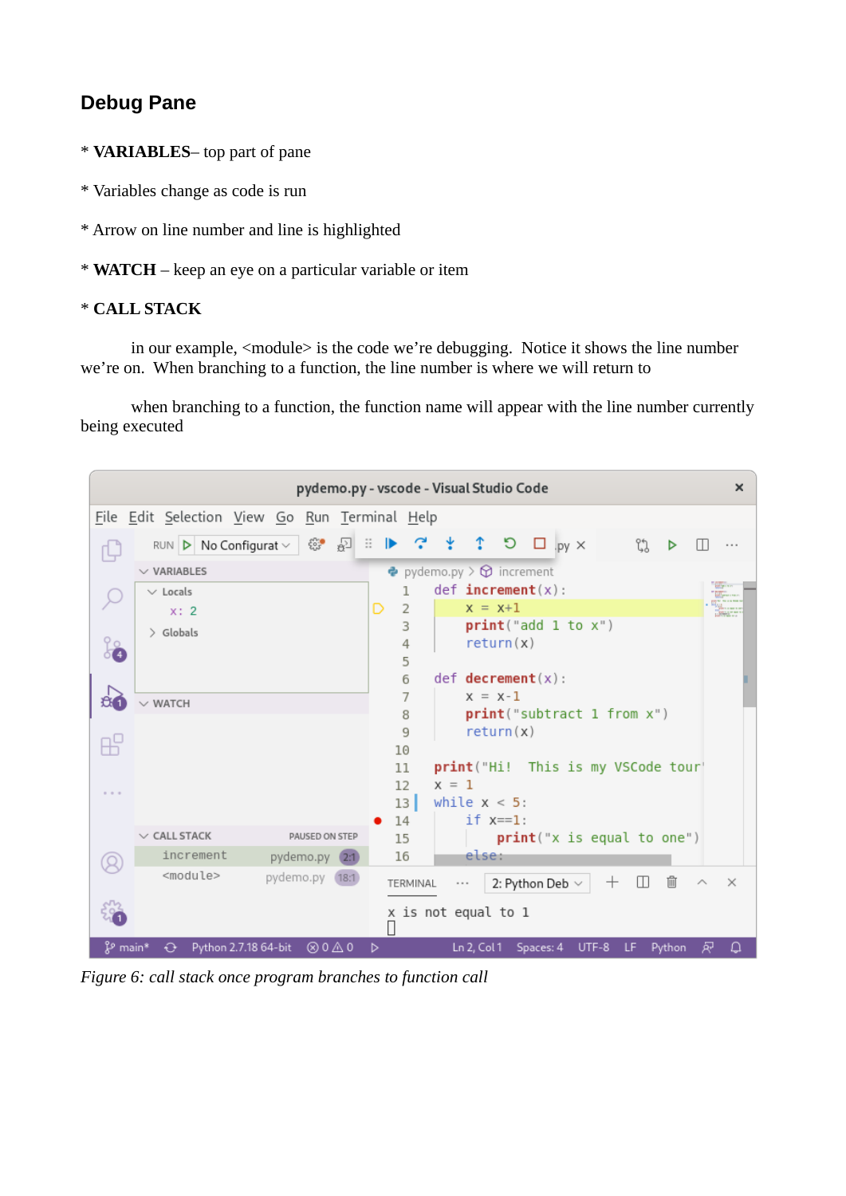## Debug Pane

* **VARIABLES**– top part of pane

* Variables change as code is run

* Arrow on line number and line is highlighted

* **WATCH** – keep an eye on a particular variable or item

* **CALL STACK**

in our example, <module> is the code we're debugging. Notice it shows the line number we're on. When branching to a function, the line number is where we will return to

when branching to a function, the function name will appear with the line number currently being executed

*Figure 6: call stack once program branches to function call*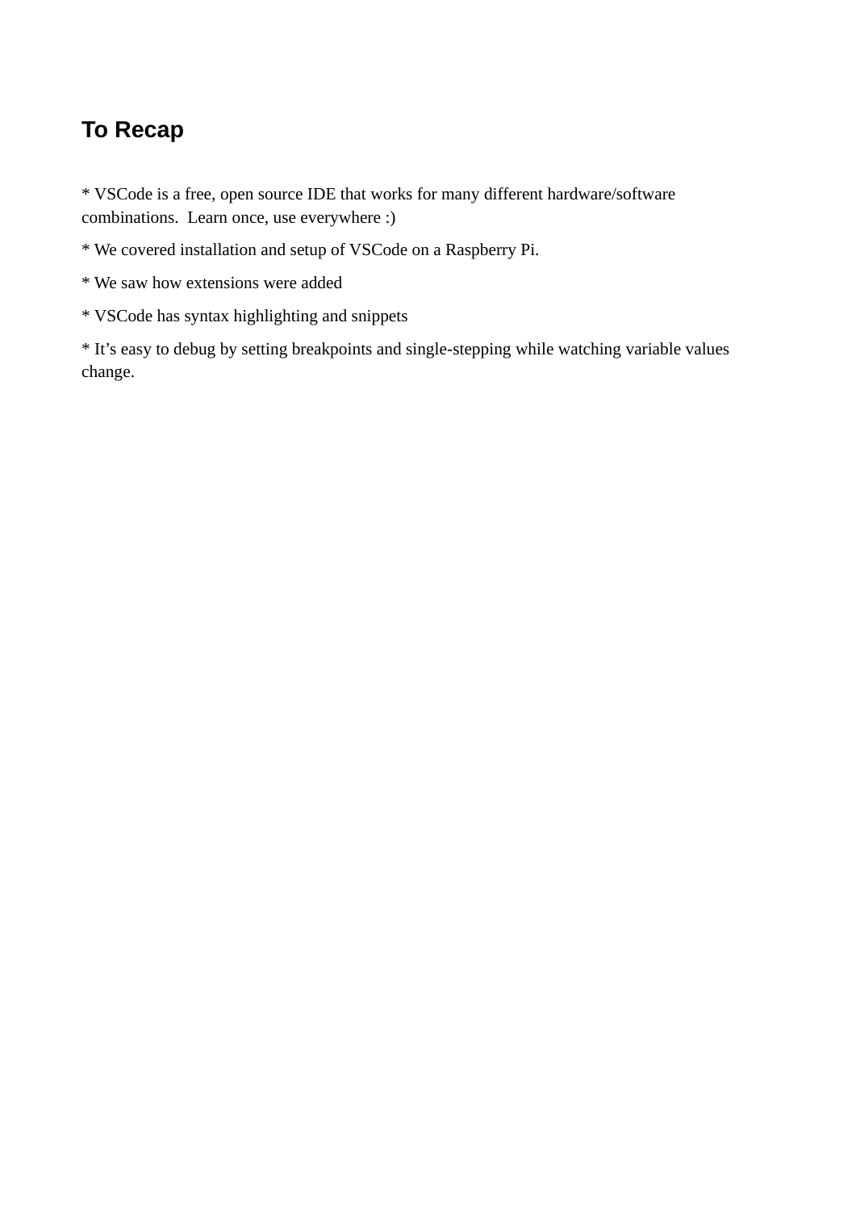## To Recap

* VSCode is a free, open source IDE that works for many different hardware/software combinations.  Learn once, use everywhere :)

* We covered installation and setup of VSCode on a Raspberry Pi.

* We saw how extensions were added

* VSCode has syntax highlighting and snippets

* It's easy to debug by setting breakpoints and single-stepping while watching variable values change.